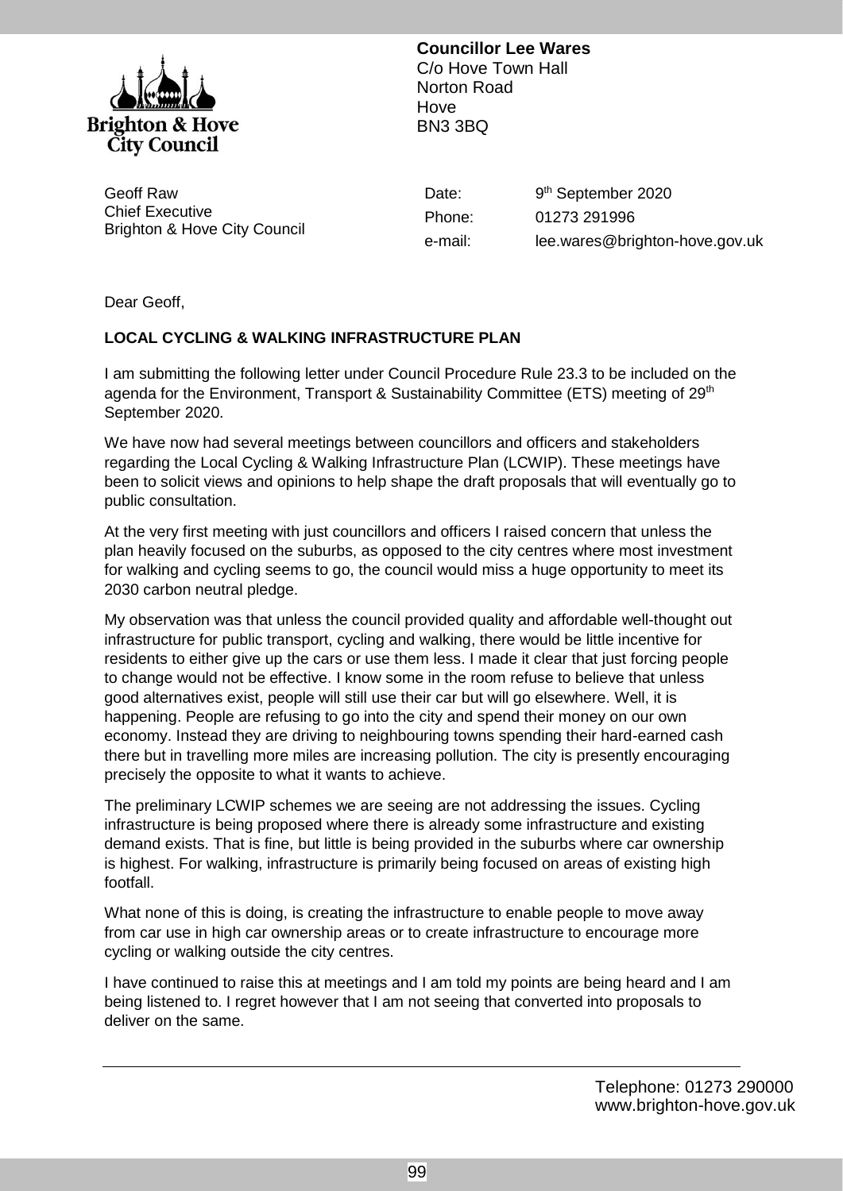Brighton & Hove City Council

**Councillor Lee Wares**
C/o Hove Town Hall
Norton Road
Hove
BN3 3BQ

Geoff Raw
Chief Executive
Brighton & Hove City Council

Date: 9th September 2020
Phone: 01273 291996
e-mail: lee.wares@brighton-hove.gov.uk

Dear Geoff,

**LOCAL CYCLING & WALKING INFRASTRUCTURE PLAN**

I am submitting the following letter under Council Procedure Rule 23.3 to be included on the agenda for the Environment, Transport & Sustainability Committee (ETS) meeting of 29th September 2020.

We have now had several meetings between councillors and officers and stakeholders regarding the Local Cycling & Walking Infrastructure Plan (LCWIP). These meetings have been to solicit views and opinions to help shape the draft proposals that will eventually go to public consultation.

At the very first meeting with just councillors and officers I raised concern that unless the plan heavily focused on the suburbs, as opposed to the city centres where most investment for walking and cycling seems to go, the council would miss a huge opportunity to meet its 2030 carbon neutral pledge.

My observation was that unless the council provided quality and affordable well-thought out infrastructure for public transport, cycling and walking, there would be little incentive for residents to either give up the cars or use them less. I made it clear that just forcing people to change would not be effective. I know some in the room refuse to believe that unless good alternatives exist, people will still use their car but will go elsewhere. Well, it is happening. People are refusing to go into the city and spend their money on our own economy. Instead they are driving to neighbouring towns spending their hard-earned cash there but in travelling more miles are increasing pollution. The city is presently encouraging precisely the opposite to what it wants to achieve.

The preliminary LCWIP schemes we are seeing are not addressing the issues. Cycling infrastructure is being proposed where there is already some infrastructure and existing demand exists. That is fine, but little is being provided in the suburbs where car ownership is highest. For walking, infrastructure is primarily being focused on areas of existing high footfall.

What none of this is doing, is creating the infrastructure to enable people to move away from car use in high car ownership areas or to create infrastructure to encourage more cycling or walking outside the city centres.

I have continued to raise this at meetings and I am told my points are being heard and I am being listened to. I regret however that I am not seeing that converted into proposals to deliver on the same.

Telephone: 01273 290000
www.brighton-hove.gov.uk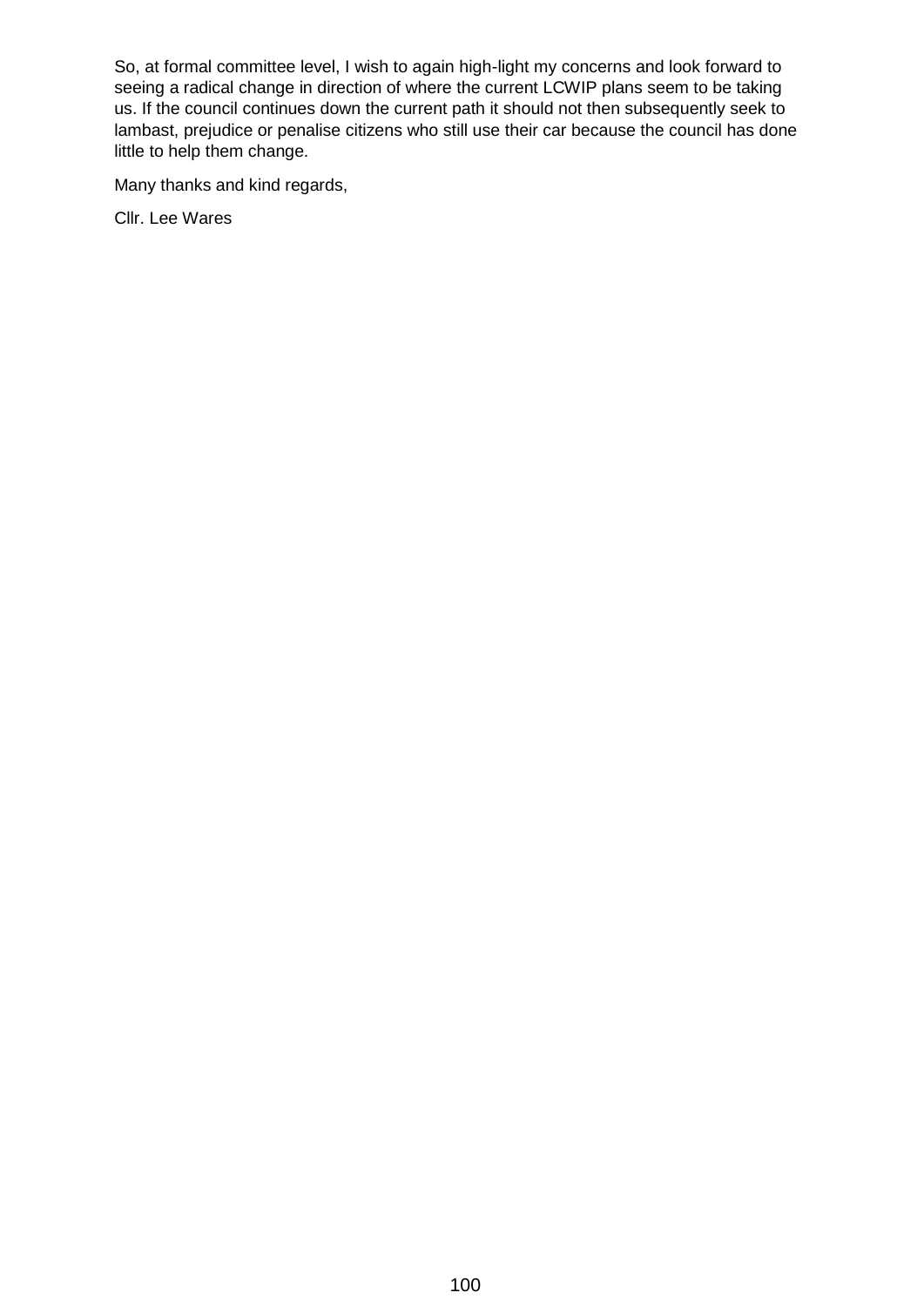So, at formal committee level, I wish to again high-light my concerns and look forward to seeing a radical change in direction of where the current LCWIP plans seem to be taking us. If the council continues down the current path it should not then subsequently seek to lambast, prejudice or penalise citizens who still use their car because the council has done little to help them change.

Many thanks and kind regards,

Cllr. Lee Wares